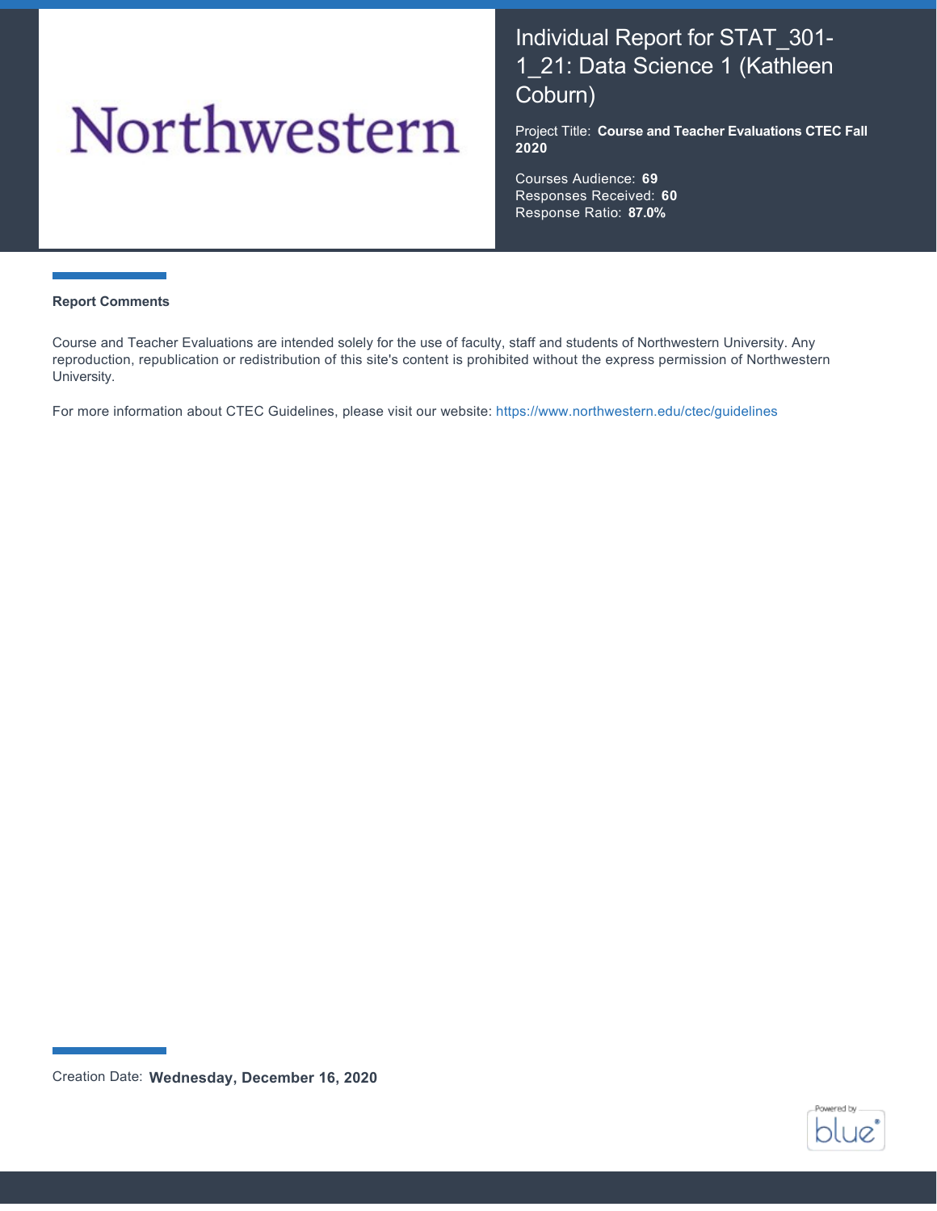Northwestern

# Individual Report for STAT_301-1_21: Data Science 1 (Kathleen Coburn)

Project Title: **Course and Teacher Evaluations CTEC Fall 2020**

Courses Audience: **69**
Responses Received: **60**
Response Ratio: **87.0%**

### Report Comments

Course and Teacher Evaluations are intended solely for the use of faculty, staff and students of Northwestern University. Any reproduction, republication or redistribution of this site's content is prohibited without the express permission of Northwestern University.

For more information about CTEC Guidelines, please visit our website: https://www.northwestern.edu/ctec/guidelines

Creation Date: **Wednesday, December 16, 2020**

Powered by blue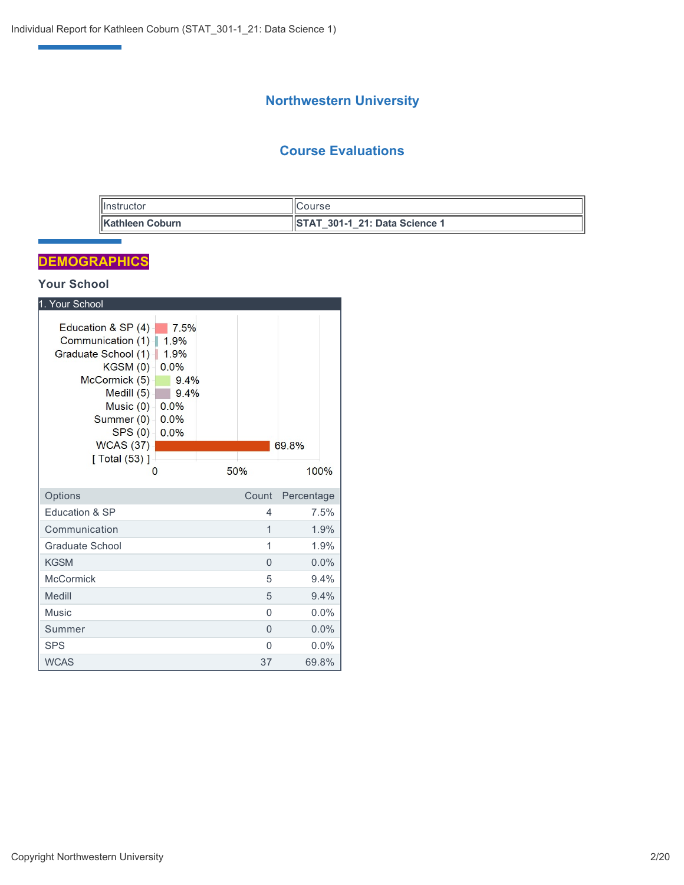## Northwestern University

## Course Evaluations

| Instructor | Course |
|---|---|
| **Kathleen Coburn** | **STAT_301-1_21: Data Science 1** |

# DEMOGRAPHICS

### Your School

1. Your School

| Options | Count | Percentage |
|---|---|---|
| Education & SP | 4 | 7.5% |
| Communication | 1 | 1.9% |
| Graduate School | 1 | 1.9% |
| KGSM | 0 | 0.0% |
| McCormick | 5 | 9.4% |
| Medill | 5 | 9.4% |
| Music | 0 | 0.0% |
| Summer | 0 | 0.0% |
| SPS | 0 | 0.0% |
| WCAS | 37 | 69.8% |

[ Total (53) ]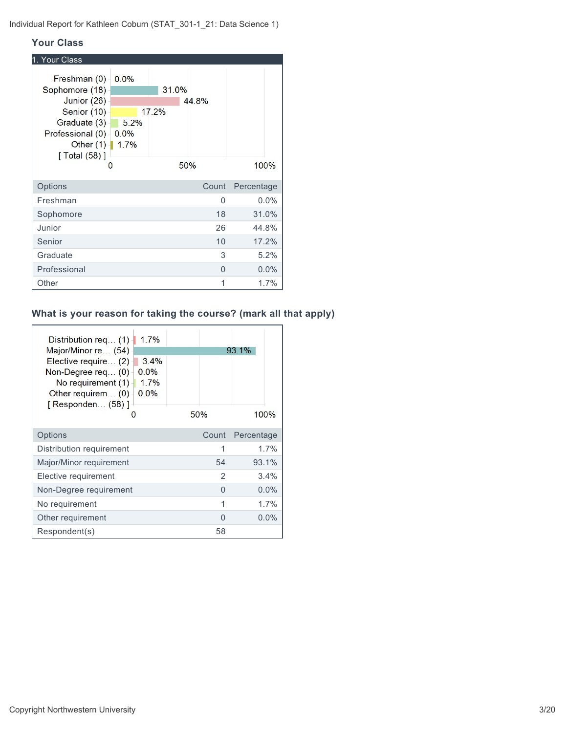## Your Class

**1. Your Class**

| Options | Count | Percentage |
|---|---|---|
| Freshman | 0 | 0.0% |
| Sophomore | 18 | 31.0% |
| Junior | 26 | 44.8% |
| Senior | 10 | 17.2% |
| Graduate | 3 | 5.2% |
| Professional | 0 | 0.0% |
| Other | 1 | 1.7% |

## What is your reason for taking the course? (mark all that apply)

| Options | Count | Percentage |
|---|---|---|
| Distribution requirement | 1 | 1.7% |
| Major/Minor requirement | 54 | 93.1% |
| Elective requirement | 2 | 3.4% |
| Non-Degree requirement | 0 | 0.0% |
| No requirement | 1 | 1.7% |
| Other requirement | 0 | 0.0% |
| Respondent(s) | 58 | |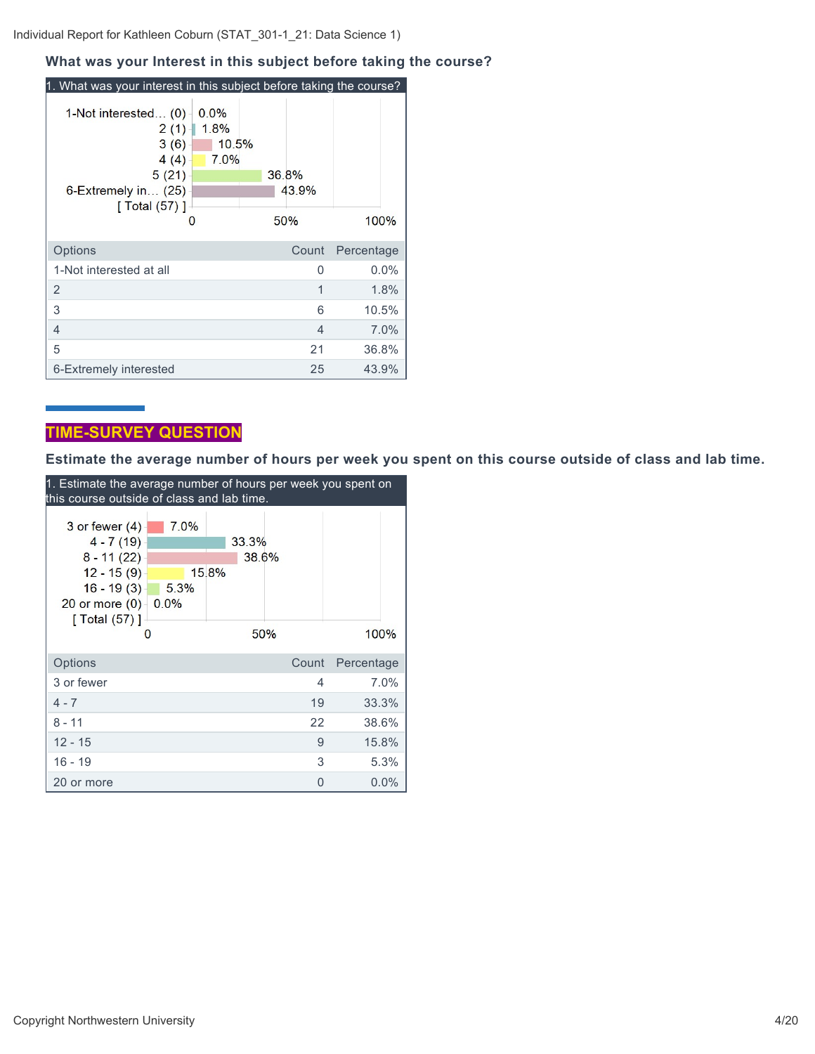### What was your Interest in this subject before taking the course?

1. What was your interest in this subject before taking the course?

| Options | Count | Percentage |
|---|---|---|
| 1-Not interested at all | 0 | 0.0% |
| 2 | 1 | 1.8% |
| 3 | 6 | 10.5% |
| 4 | 4 | 7.0% |
| 5 | 21 | 36.8% |
| 6-Extremely interested | 25 | 43.9% |

## TIME-SURVEY QUESTION

### Estimate the average number of hours per week you spent on this course outside of class and lab time.

1. Estimate the average number of hours per week you spent on this course outside of class and lab time.

| Options | Count | Percentage |
|---|---|---|
| 3 or fewer | 4 | 7.0% |
| 4 - 7 | 19 | 33.3% |
| 8 - 11 | 22 | 38.6% |
| 12 - 15 | 9 | 15.8% |
| 16 - 19 | 3 | 5.3% |
| 20 or more | 0 | 0.0% |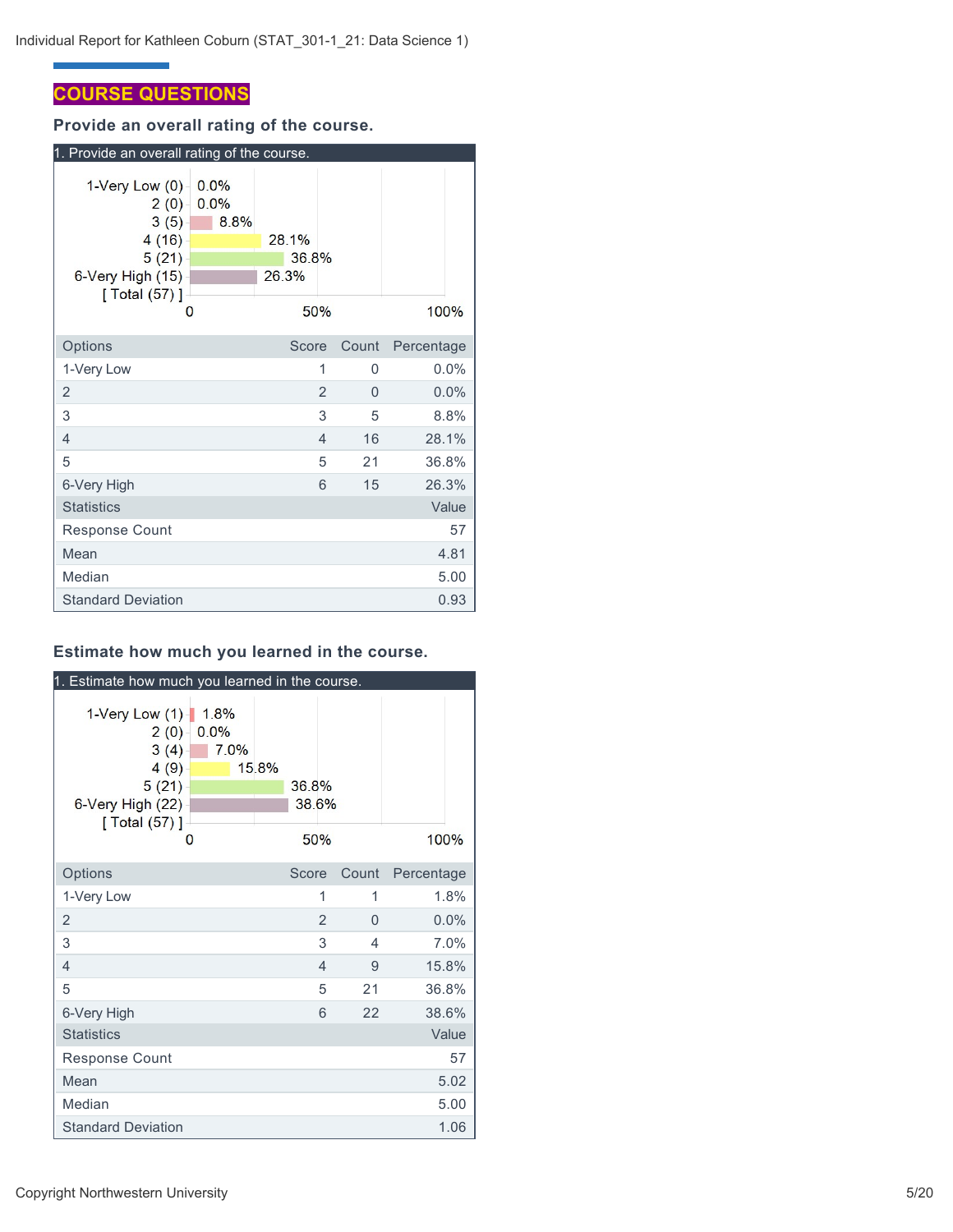## COURSE QUESTIONS

### Provide an overall rating of the course.

1. Provide an overall rating of the course.

| Options | Score | Count | Percentage |
|---|---|---|---|
| 1-Very Low | 1 | 0 | 0.0% |
| 2 | 2 | 0 | 0.0% |
| 3 | 3 | 5 | 8.8% |
| 4 | 4 | 16 | 28.1% |
| 5 | 5 | 21 | 36.8% |
| 6-Very High | 6 | 15 | 26.3% |

| Statistics | Value |
|---|---|
| Response Count | 57 |
| Mean | 4.81 |
| Median | 5.00 |
| Standard Deviation | 0.93 |

### Estimate how much you learned in the course.

1. Estimate how much you learned in the course.

| Options | Score | Count | Percentage |
|---|---|---|---|
| 1-Very Low | 1 | 1 | 1.8% |
| 2 | 2 | 0 | 0.0% |
| 3 | 3 | 4 | 7.0% |
| 4 | 4 | 9 | 15.8% |
| 5 | 5 | 21 | 36.8% |
| 6-Very High | 6 | 22 | 38.6% |

| Statistics | Value |
|---|---|
| Response Count | 57 |
| Mean | 5.02 |
| Median | 5.00 |
| Standard Deviation | 1.06 |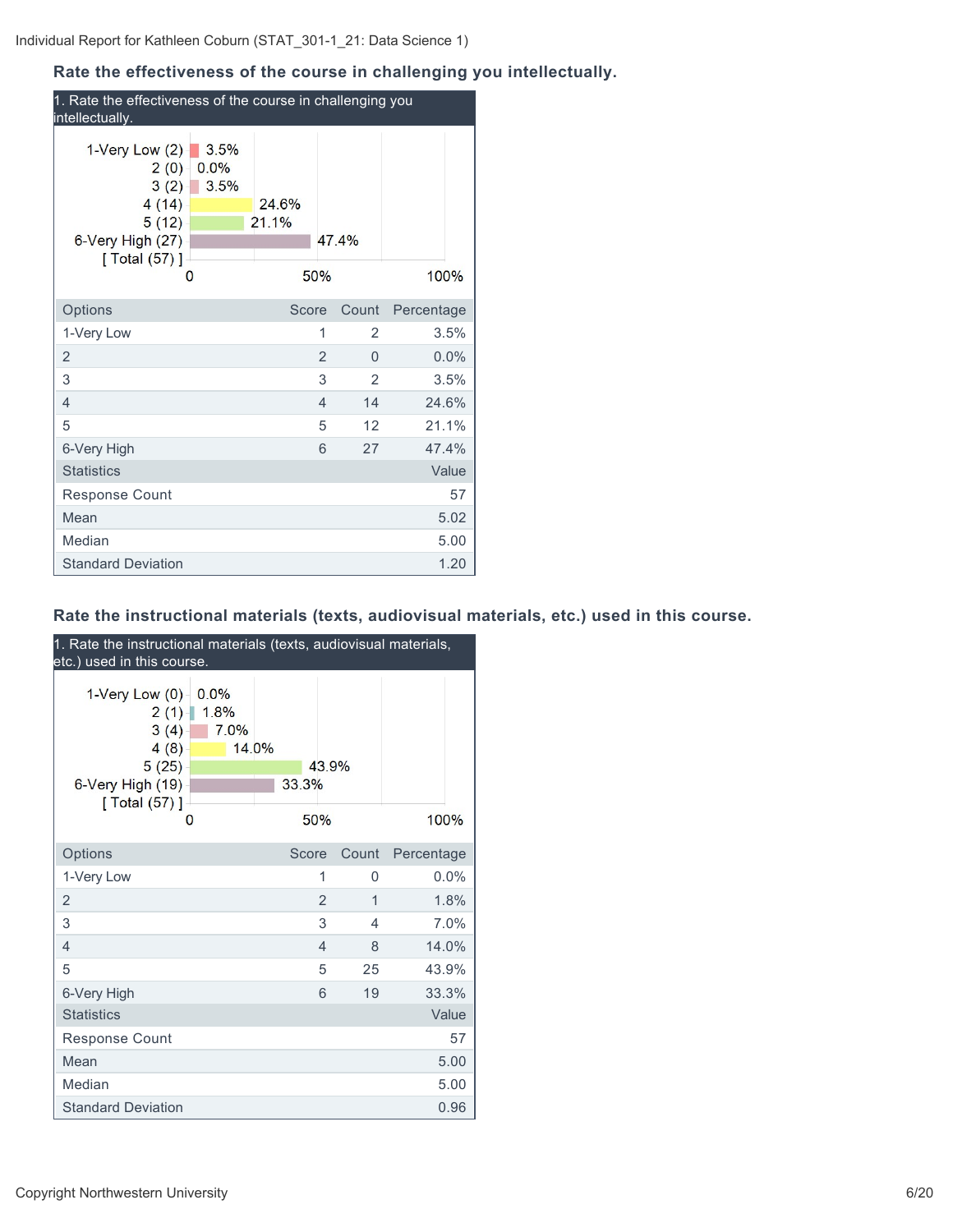### Rate the effectiveness of the course in challenging you intellectually.

1. Rate the effectiveness of the course in challenging you intellectually.

| Options | Score | Count | Percentage |
|---|---|---|---|
| 1-Very Low | 1 | 2 | 3.5% |
| 2 | 2 | 0 | 0.0% |
| 3 | 3 | 2 | 3.5% |
| 4 | 4 | 14 | 24.6% |
| 5 | 5 | 12 | 21.1% |
| 6-Very High | 6 | 27 | 47.4% |

| Statistics | Value |
|---|---|
| Response Count | 57 |
| Mean | 5.02 |
| Median | 5.00 |
| Standard Deviation | 1.20 |

### Rate the instructional materials (texts, audiovisual materials, etc.) used in this course.

1. Rate the instructional materials (texts, audiovisual materials, etc.) used in this course.

| Options | Score | Count | Percentage |
|---|---|---|---|
| 1-Very Low | 1 | 0 | 0.0% |
| 2 | 2 | 1 | 1.8% |
| 3 | 3 | 4 | 7.0% |
| 4 | 4 | 8 | 14.0% |
| 5 | 5 | 25 | 43.9% |
| 6-Very High | 6 | 19 | 33.3% |

| Statistics | Value |
|---|---|
| Response Count | 57 |
| Mean | 5.00 |
| Median | 5.00 |
| Standard Deviation | 0.96 |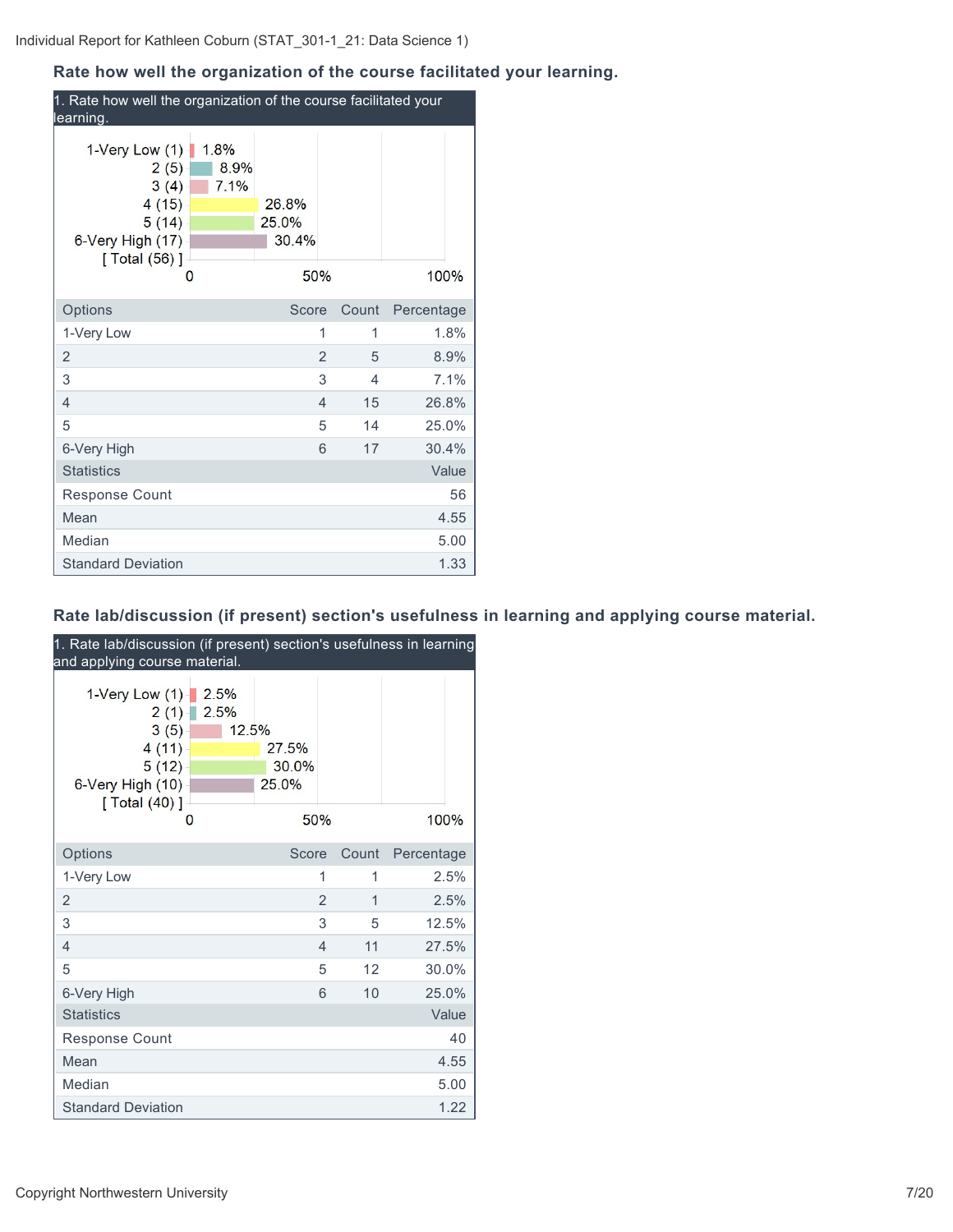### Rate how well the organization of the course facilitated your learning.

1. Rate how well the organization of the course facilitated your learning.

| Options | Score | Count | Percentage |
|---|---|---|---|
| 1-Very Low | 1 | 1 | 1.8% |
| 2 | 2 | 5 | 8.9% |
| 3 | 3 | 4 | 7.1% |
| 4 | 4 | 15 | 26.8% |
| 5 | 5 | 14 | 25.0% |
| 6-Very High | 6 | 17 | 30.4% |

| Statistics | Value |
|---|---|
| Response Count | 56 |
| Mean | 4.55 |
| Median | 5.00 |
| Standard Deviation | 1.33 |

### Rate lab/discussion (if present) section's usefulness in learning and applying course material.

1. Rate lab/discussion (if present) section's usefulness in learning and applying course material.

| Options | Score | Count | Percentage |
|---|---|---|---|
| 1-Very Low | 1 | 1 | 2.5% |
| 2 | 2 | 1 | 2.5% |
| 3 | 3 | 5 | 12.5% |
| 4 | 4 | 11 | 27.5% |
| 5 | 5 | 12 | 30.0% |
| 6-Very High | 6 | 10 | 25.0% |

| Statistics | Value |
|---|---|
| Response Count | 40 |
| Mean | 4.55 |
| Median | 5.00 |
| Standard Deviation | 1.22 |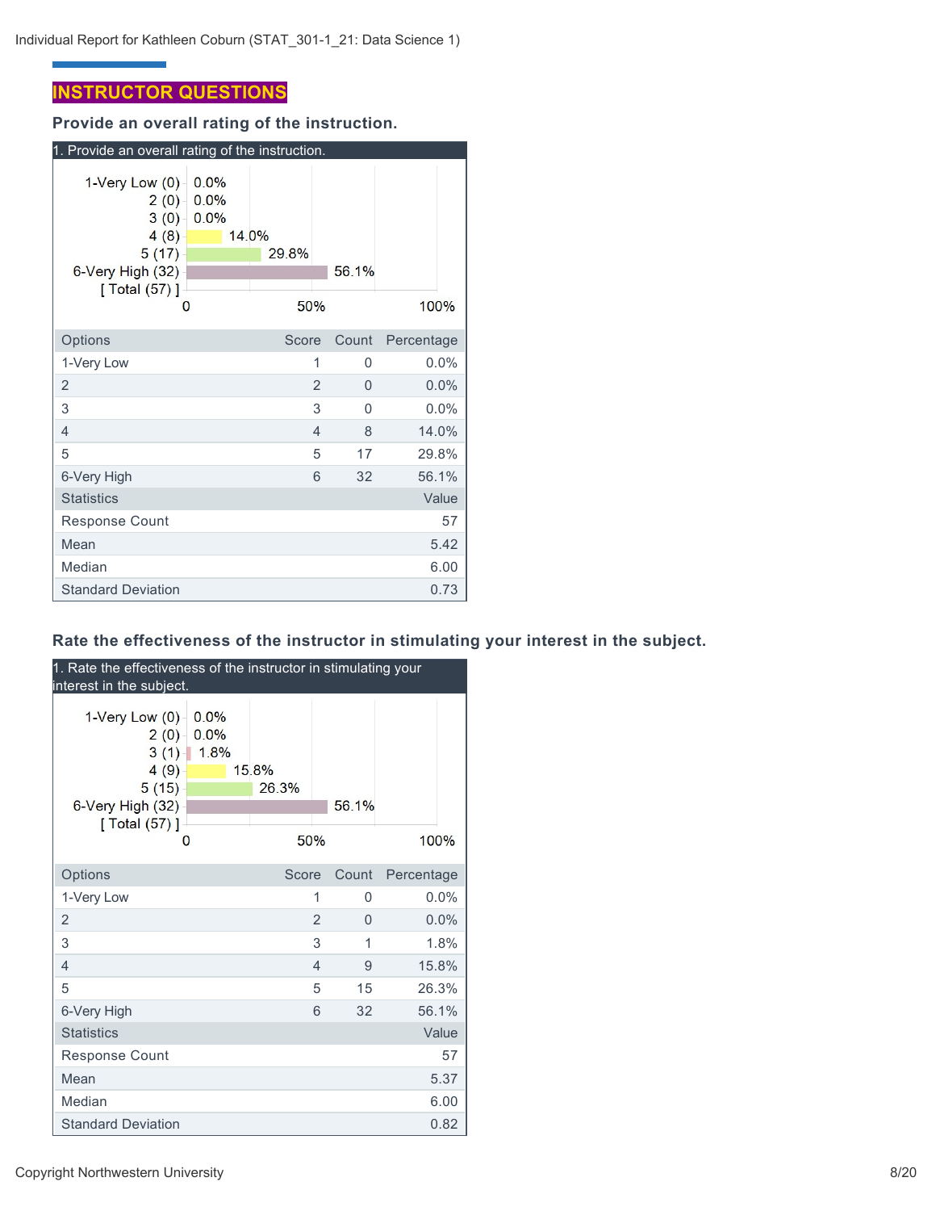## INSTRUCTOR QUESTIONS

### Provide an overall rating of the instruction.

1. Provide an overall rating of the instruction.

| Options | Score | Count | Percentage |
|---|---|---|---|
| 1-Very Low | 1 | 0 | 0.0% |
| 2 | 2 | 0 | 0.0% |
| 3 | 3 | 0 | 0.0% |
| 4 | 4 | 8 | 14.0% |
| 5 | 5 | 17 | 29.8% |
| 6-Very High | 6 | 32 | 56.1% |

| Statistics | Value |
|---|---|
| Response Count | 57 |
| Mean | 5.42 |
| Median | 6.00 |
| Standard Deviation | 0.73 |

### Rate the effectiveness of the instructor in stimulating your interest in the subject.

1. Rate the effectiveness of the instructor in stimulating your interest in the subject.

| Options | Score | Count | Percentage |
|---|---|---|---|
| 1-Very Low | 1 | 0 | 0.0% |
| 2 | 2 | 0 | 0.0% |
| 3 | 3 | 1 | 1.8% |
| 4 | 4 | 9 | 15.8% |
| 5 | 5 | 15 | 26.3% |
| 6-Very High | 6 | 32 | 56.1% |

| Statistics | Value |
|---|---|
| Response Count | 57 |
| Mean | 5.37 |
| Median | 6.00 |
| Standard Deviation | 0.82 |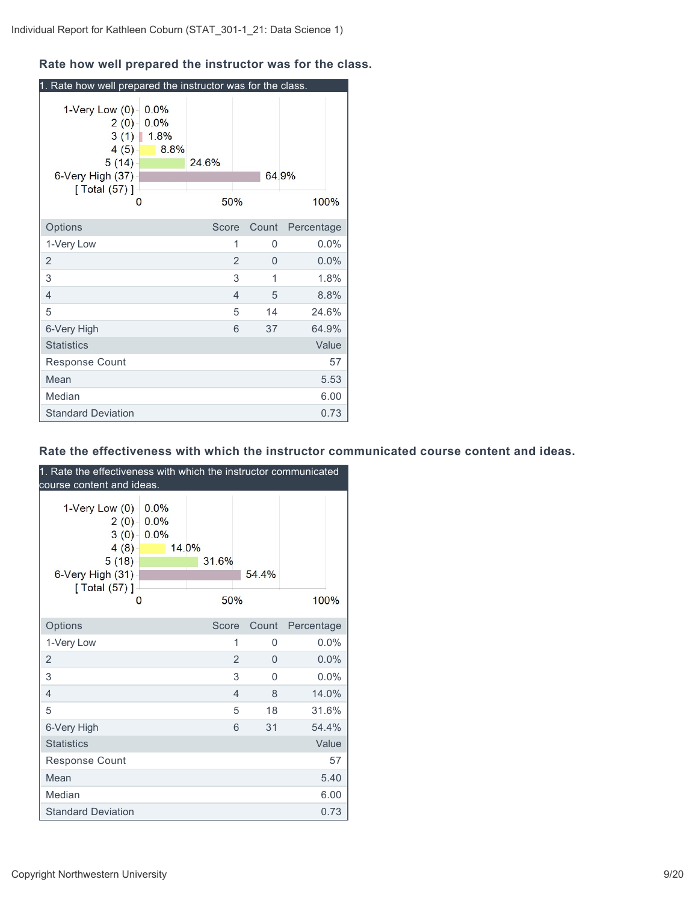### Rate how well prepared the instructor was for the class.

1. Rate how well prepared the instructor was for the class.

| Options | Score | Count | Percentage |
|---|---|---|---|
| 1-Very Low | 1 | 0 | 0.0% |
| 2 | 2 | 0 | 0.0% |
| 3 | 3 | 1 | 1.8% |
| 4 | 4 | 5 | 8.8% |
| 5 | 5 | 14 | 24.6% |
| 6-Very High | 6 | 37 | 64.9% |

| Statistics | Value |
|---|---|
| Response Count | 57 |
| Mean | 5.53 |
| Median | 6.00 |
| Standard Deviation | 0.73 |

### Rate the effectiveness with which the instructor communicated course content and ideas.

1. Rate the effectiveness with which the instructor communicated course content and ideas.

| Options | Score | Count | Percentage |
|---|---|---|---|
| 1-Very Low | 1 | 0 | 0.0% |
| 2 | 2 | 0 | 0.0% |
| 3 | 3 | 0 | 0.0% |
| 4 | 4 | 8 | 14.0% |
| 5 | 5 | 18 | 31.6% |
| 6-Very High | 6 | 31 | 54.4% |

| Statistics | Value |
|---|---|
| Response Count | 57 |
| Mean | 5.40 |
| Median | 6.00 |
| Standard Deviation | 0.73 |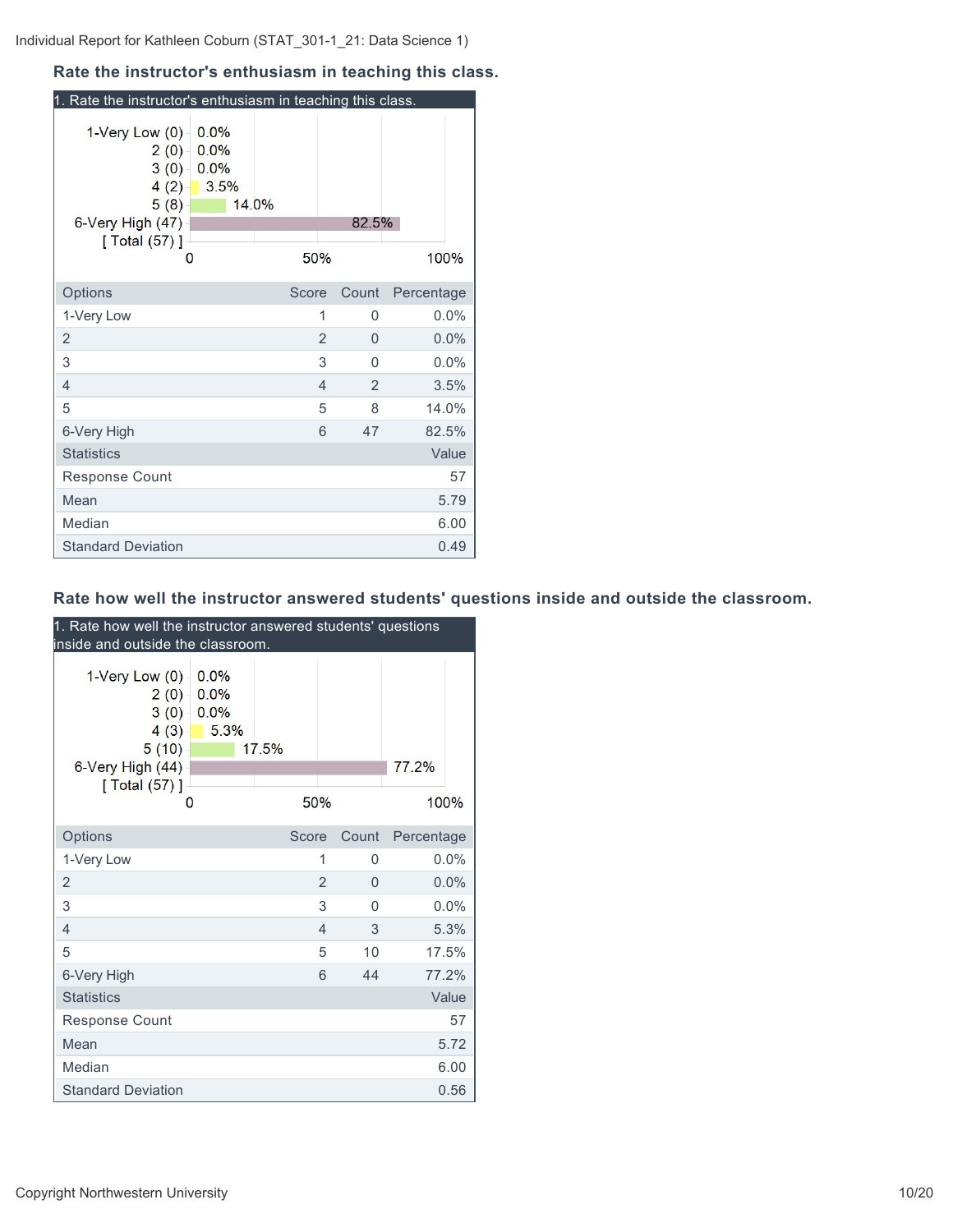Individual Report for Kathleen Coburn (STAT_301-1_21: Data Science 1)

### Rate the instructor's enthusiasm in teaching this class.

1. Rate the instructor's enthusiasm in teaching this class.

| Options | Score | Count | Percentage |
|---|---|---|---|
| 1-Very Low | 1 | 0 | 0.0% |
| 2 | 2 | 0 | 0.0% |
| 3 | 3 | 0 | 0.0% |
| 4 | 4 | 2 | 3.5% |
| 5 | 5 | 8 | 14.0% |
| 6-Very High | 6 | 47 | 82.5% |

| Statistics | Value |
|---|---|
| Response Count | 57 |
| Mean | 5.79 |
| Median | 6.00 |
| Standard Deviation | 0.49 |

### Rate how well the instructor answered students' questions inside and outside the classroom.

1. Rate how well the instructor answered students' questions inside and outside the classroom.

| Options | Score | Count | Percentage |
|---|---|---|---|
| 1-Very Low | 1 | 0 | 0.0% |
| 2 | 2 | 0 | 0.0% |
| 3 | 3 | 0 | 0.0% |
| 4 | 4 | 3 | 5.3% |
| 5 | 5 | 10 | 17.5% |
| 6-Very High | 6 | 44 | 77.2% |

| Statistics | Value |
|---|---|
| Response Count | 57 |
| Mean | 5.72 |
| Median | 6.00 |
| Standard Deviation | 0.56 |

Copyright Northwestern University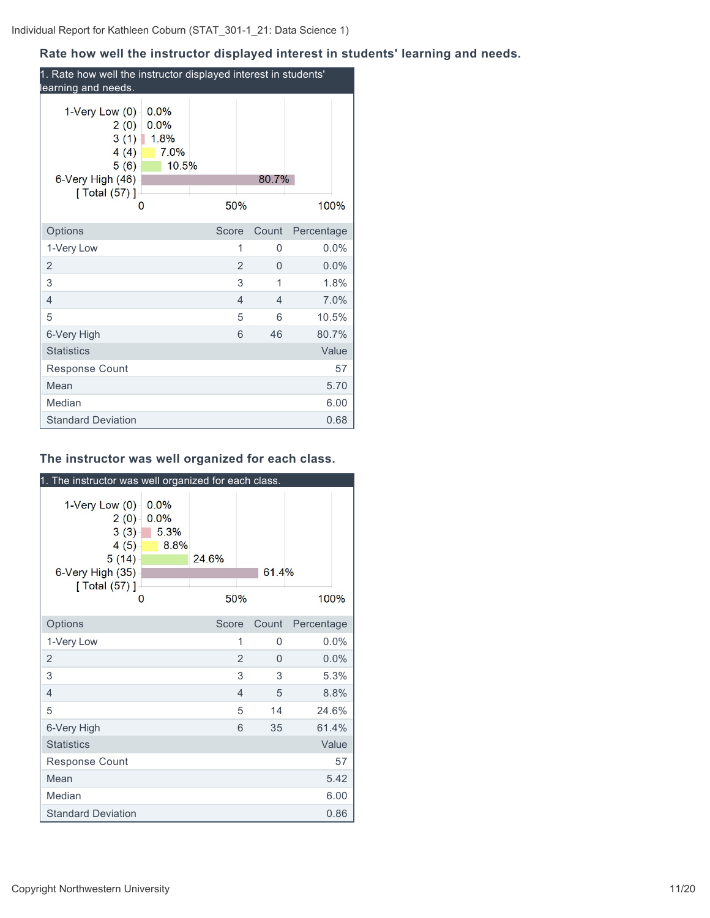Individual Report for Kathleen Coburn (STAT_301-1_21: Data Science 1)

### Rate how well the instructor displayed interest in students' learning and needs.

1. Rate how well the instructor displayed interest in students' learning and needs.

| | |
|---|---|
| 1-Very Low (0) | 0.0% |
| 2 (0) | 0.0% |
| 3 (1) | 1.8% |
| 4 (4) | 7.0% |
| 5 (6) | 10.5% |
| 6-Very High (46) | 80.7% |
| [ Total (57) ] | |

| Options | Score | Count | Percentage |
|---|---|---|---|
| 1-Very Low | 1 | 0 | 0.0% |
| 2 | 2 | 0 | 0.0% |
| 3 | 3 | 1 | 1.8% |
| 4 | 4 | 4 | 7.0% |
| 5 | 5 | 6 | 10.5% |
| 6-Very High | 6 | 46 | 80.7% |

| Statistics | Value |
|---|---|
| Response Count | 57 |
| Mean | 5.70 |
| Median | 6.00 |
| Standard Deviation | 0.68 |

### The instructor was well organized for each class.

1. The instructor was well organized for each class.

| | |
|---|---|
| 1-Very Low (0) | 0.0% |
| 2 (0) | 0.0% |
| 3 (3) | 5.3% |
| 4 (5) | 8.8% |
| 5 (14) | 24.6% |
| 6-Very High (35) | 61.4% |
| [ Total (57) ] | |

| Options | Score | Count | Percentage |
|---|---|---|---|
| 1-Very Low | 1 | 0 | 0.0% |
| 2 | 2 | 0 | 0.0% |
| 3 | 3 | 3 | 5.3% |
| 4 | 4 | 5 | 8.8% |
| 5 | 5 | 14 | 24.6% |
| 6-Very High | 6 | 35 | 61.4% |

| Statistics | Value |
|---|---|
| Response Count | 57 |
| Mean | 5.42 |
| Median | 6.00 |
| Standard Deviation | 0.86 |

Copyright Northwestern University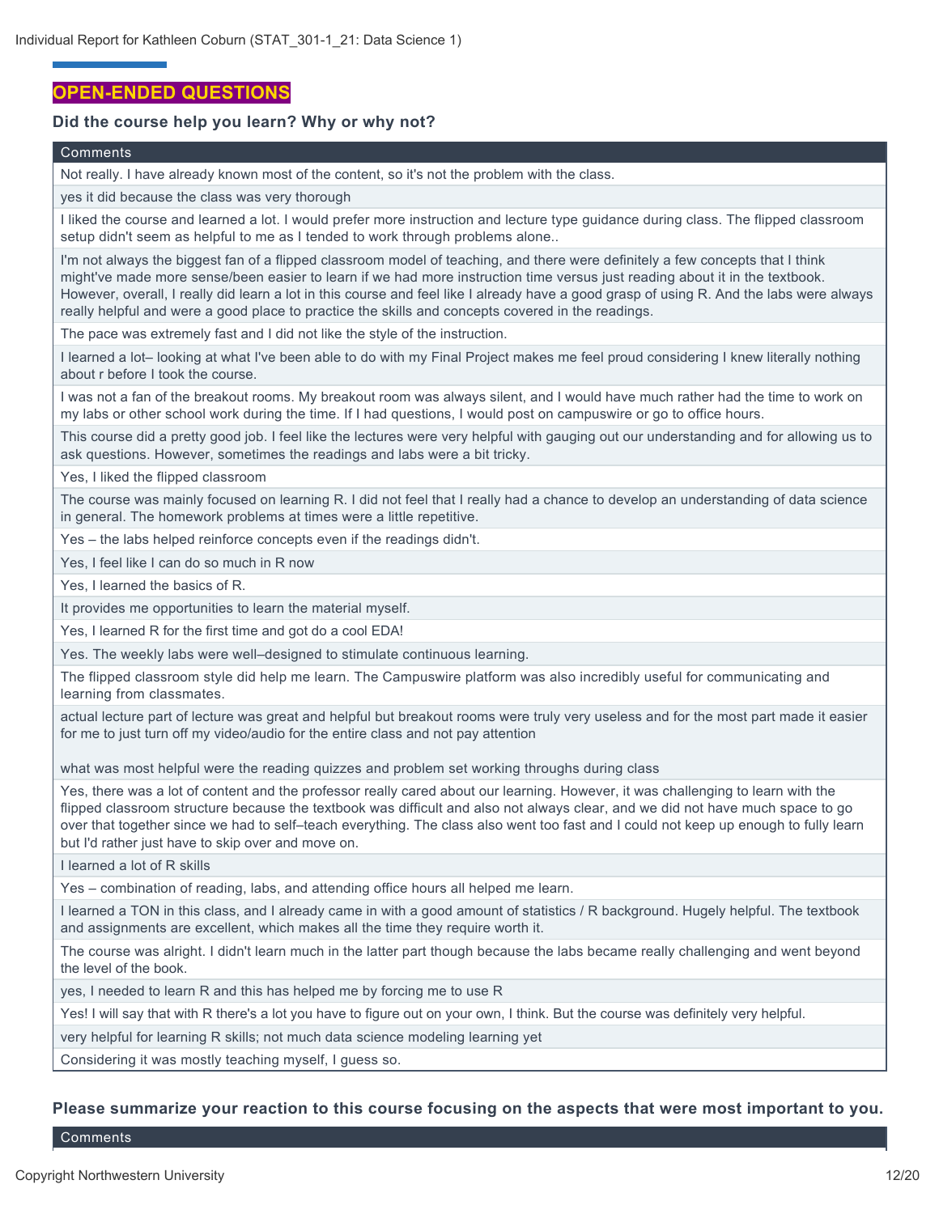## OPEN-ENDED QUESTIONS

### Did the course help you learn? Why or why not?

| Comments |
|---|
| Not really. I have already known most of the content, so it's not the problem with the class. |
| yes it did because the class was very thorough |
| I liked the course and learned a lot. I would prefer more instruction and lecture type guidance during class. The flipped classroom setup didn't seem as helpful to me as I tended to work through problems alone.. |
| I'm not always the biggest fan of a flipped classroom model of teaching, and there were definitely a few concepts that I think might've made more sense/been easier to learn if we had more instruction time versus just reading about it in the textbook. However, overall, I really did learn a lot in this course and feel like I already have a good grasp of using R. And the labs were always really helpful and were a good place to practice the skills and concepts covered in the readings. |
| The pace was extremely fast and I did not like the style of the instruction. |
| I learned a lot– looking at what I've been able to do with my Final Project makes me feel proud considering I knew literally nothing about r before I took the course. |
| I was not a fan of the breakout rooms. My breakout room was always silent, and I would have much rather had the time to work on my labs or other school work during the time. If I had questions, I would post on campuswire or go to office hours. |
| This course did a pretty good job. I feel like the lectures were very helpful with gauging out our understanding and for allowing us to ask questions. However, sometimes the readings and labs were a bit tricky. |
| Yes, I liked the flipped classroom |
| The course was mainly focused on learning R. I did not feel that I really had a chance to develop an understanding of data science in general. The homework problems at times were a little repetitive. |
| Yes – the labs helped reinforce concepts even if the readings didn't. |
| Yes, I feel like I can do so much in R now |
| Yes, I learned the basics of R. |
| It provides me opportunities to learn the material myself. |
| Yes, I learned R for the first time and got do a cool EDA! |
| Yes. The weekly labs were well–designed to stimulate continuous learning. |
| The flipped classroom style did help me learn. The Campuswire platform was also incredibly useful for communicating and learning from classmates. |
| actual lecture part of lecture was great and helpful but breakout rooms were truly very useless and for the most part made it easier for me to just turn off my video/audio for the entire class and not pay attention<br><br>what was most helpful were the reading quizzes and problem set working throughs during class |
| Yes, there was a lot of content and the professor really cared about our learning. However, it was challenging to learn with the flipped classroom structure because the textbook was difficult and also not always clear, and we did not have much space to go over that together since we had to self–teach everything. The class also went too fast and I could not keep up enough to fully learn but I'd rather just have to skip over and move on. |
| I learned a lot of R skills |
| Yes – combination of reading, labs, and attending office hours all helped me learn. |
| I learned a TON in this class, and I already came in with a good amount of statistics / R background. Hugely helpful. The textbook and assignments are excellent, which makes all the time they require worth it. |
| The course was alright. I didn't learn much in the latter part though because the labs became really challenging and went beyond the level of the book. |
| yes, I needed to learn R and this has helped me by forcing me to use R |
| Yes! I will say that with R there's a lot you have to figure out on your own, I think. But the course was definitely very helpful. |
| very helpful for learning R skills; not much data science modeling learning yet |
| Considering it was mostly teaching myself, I guess so. |

### Please summarize your reaction to this course focusing on the aspects that were most important to you.

| Comments |
|---|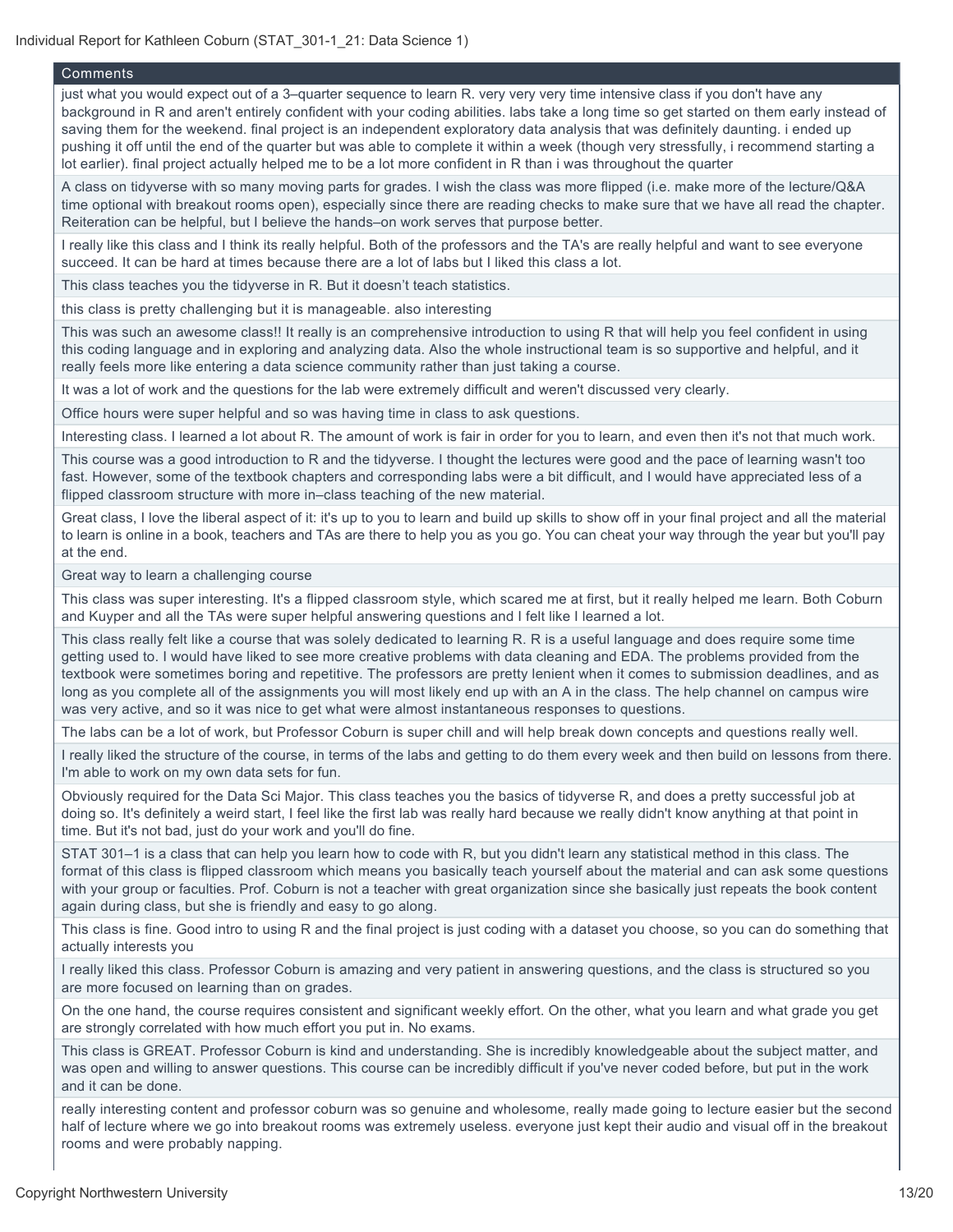| Comments |
| --- |
| just what you would expect out of a 3–quarter sequence to learn R. very very very time intensive class if you don't have any background in R and aren't entirely confident with your coding abilities. labs take a long time so get started on them early instead of saving them for the weekend. final project is an independent exploratory data analysis that was definitely daunting. i ended up pushing it off until the end of the quarter but was able to complete it within a week (though very stressfully, i recommend starting a lot earlier). final project actually helped me to be a lot more confident in R than i was throughout the quarter |
| A class on tidyverse with so many moving parts for grades. I wish the class was more flipped (i.e. make more of the lecture/Q&A time optional with breakout rooms open), especially since there are reading checks to make sure that we have all read the chapter. Reiteration can be helpful, but I believe the hands–on work serves that purpose better. |
| I really like this class and I think its really helpful. Both of the professors and the TA's are really helpful and want to see everyone succeed. It can be hard at times because there are a lot of labs but I liked this class a lot. |
| This class teaches you the tidyverse in R. But it doesn't teach statistics. |
| this class is pretty challenging but it is manageable. also interesting |
| This was such an awesome class!! It really is an comprehensive introduction to using R that will help you feel confident in using this coding language and in exploring and analyzing data. Also the whole instructional team is so supportive and helpful, and it really feels more like entering a data science community rather than just taking a course. |
| It was a lot of work and the questions for the lab were extremely difficult and weren't discussed very clearly. |
| Office hours were super helpful and so was having time in class to ask questions. |
| Interesting class. I learned a lot about R. The amount of work is fair in order for you to learn, and even then it's not that much work. |
| This course was a good introduction to R and the tidyverse. I thought the lectures were good and the pace of learning wasn't too fast. However, some of the textbook chapters and corresponding labs were a bit difficult, and I would have appreciated less of a flipped classroom structure with more in–class teaching of the new material. |
| Great class, I love the liberal aspect of it: it's up to you to learn and build up skills to show off in your final project and all the material to learn is online in a book, teachers and TAs are there to help you as you go. You can cheat your way through the year but you'll pay at the end. |
| Great way to learn a challenging course |
| This class was super interesting. It's a flipped classroom style, which scared me at first, but it really helped me learn. Both Coburn and Kuyper and all the TAs were super helpful answering questions and I felt like I learned a lot. |
| This class really felt like a course that was solely dedicated to learning R. R is a useful language and does require some time getting used to. I would have liked to see more creative problems with data cleaning and EDA. The problems provided from the textbook were sometimes boring and repetitive. The professors are pretty lenient when it comes to submission deadlines, and as long as you complete all of the assignments you will most likely end up with an A in the class. The help channel on campus wire was very active, and so it was nice to get what were almost instantaneous responses to questions. |
| The labs can be a lot of work, but Professor Coburn is super chill and will help break down concepts and questions really well. |
| I really liked the structure of the course, in terms of the labs and getting to do them every week and then build on lessons from there. I'm able to work on my own data sets for fun. |
| Obviously required for the Data Sci Major. This class teaches you the basics of tidyverse R, and does a pretty successful job at doing so. It's definitely a weird start, I feel like the first lab was really hard because we really didn't know anything at that point in time. But it's not bad, just do your work and you'll do fine. |
| STAT 301–1 is a class that can help you learn how to code with R, but you didn't learn any statistical method in this class. The format of this class is flipped classroom which means you basically teach yourself about the material and can ask some questions with your group or faculties. Prof. Coburn is not a teacher with great organization since she basically just repeats the book content again during class, but she is friendly and easy to go along. |
| This class is fine. Good intro to using R and the final project is just coding with a dataset you choose, so you can do something that actually interests you |
| I really liked this class. Professor Coburn is amazing and very patient in answering questions, and the class is structured so you are more focused on learning than on grades. |
| On the one hand, the course requires consistent and significant weekly effort. On the other, what you learn and what grade you get are strongly correlated with how much effort you put in. No exams. |
| This class is GREAT. Professor Coburn is kind and understanding. She is incredibly knowledgeable about the subject matter, and was open and willing to answer questions. This course can be incredibly difficult if you've never coded before, but put in the work and it can be done. |
| really interesting content and professor coburn was so genuine and wholesome, really made going to lecture easier but the second half of lecture where we go into breakout rooms was extremely useless. everyone just kept their audio and visual off in the breakout rooms and were probably napping. |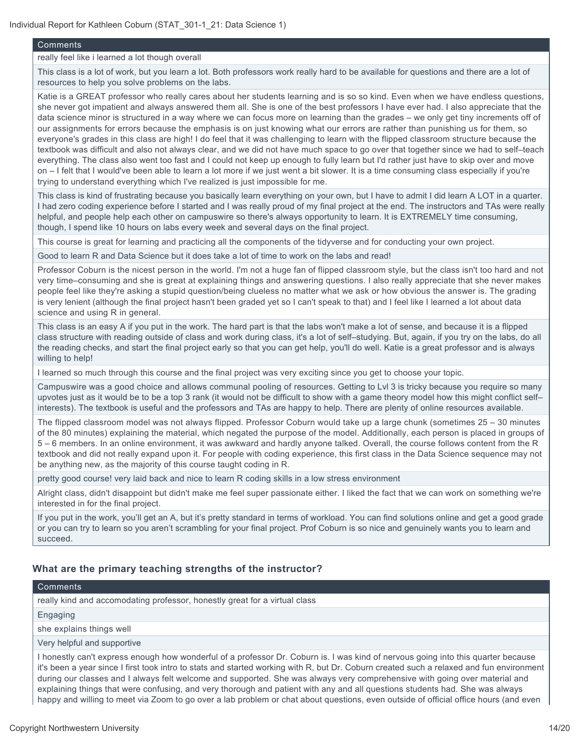| Comments |
| --- |
| really feel like i learned a lot though overall |
| This class is a lot of work, but you learn a lot. Both professors work really hard to be available for questions and there are a lot of resources to help you solve problems on the labs. |
| Katie is a GREAT professor who really cares about her students learning and is so so kind. Even when we have endless questions, she never got impatient and always answered them all. She is one of the best professors I have ever had. I also appreciate that the data science minor is structured in a way where we can focus more on learning than the grades – we only get tiny increments off of our assignments for errors because the emphasis is on just knowing what our errors are rather than punishing us for them, so everyone's grades in this class are high! I do feel that it was challenging to learn with the flipped classroom structure because the textbook was difficult and also not always clear, and we did not have much space to go over that together since we had to self–teach everything. The class also went too fast and I could not keep up enough to fully learn but I'd rather just have to skip over and move on – I felt that I would've been able to learn a lot more if we just went a bit slower. It is a time consuming class especially if you're trying to understand everything which I've realized is just impossible for me. |
| This class is kind of frustrating because you basically learn everything on your own, but I have to admit I did learn A LOT in a quarter. I had zero coding experience before I started and I was really proud of my final project at the end. The instructors and TAs were really helpful, and people help each other on campuswire so there's always opportunity to learn. It is EXTREMELY time consuming, though, I spend like 10 hours on labs every week and several days on the final project. |
| This course is great for learning and practicing all the components of the tidyverse and for conducting your own project. |
| Good to learn R and Data Science but it does take a lot of time to work on the labs and read! |
| Professor Coburn is the nicest person in the world. I'm not a huge fan of flipped classroom style, but the class isn't too hard and not very time–consuming and she is great at explaining things and answering questions. I also really appreciate that she never makes people feel like they're asking a stupid question/being clueless no matter what we ask or how obvious the answer is. The grading is very lenient (although the final project hasn't been graded yet so I can't speak to that) and I feel like I learned a lot about data science and using R in general. |
| This class is an easy A if you put in the work. The hard part is that the labs won't make a lot of sense, and because it is a flipped class structure with reading outside of class and work during class, it's a lot of self–studying. But, again, if you try on the labs, do all the reading checks, and start the final project early so that you can get help, you'll do well. Katie is a great professor and is always willing to help! |
| I learned so much through this course and the final project was very exciting since you get to choose your topic. |
| Campuswire was a good choice and allows communal pooling of resources. Getting to Lvl 3 is tricky because you require so many upvotes just as it would be to be a top 3 rank (it would not be difficult to show with a game theory model how this might conflict self–interests). The textbook is useful and the professors and TAs are happy to help. There are plenty of online resources available. |
| The flipped classroom model was not always flipped. Professor Coburn would take up a large chunk (sometimes 25 – 30 minutes of the 80 minutes) explaining the material, which negated the purpose of the model. Additionally, each person is placed in groups of 5 – 6 members. In an online environment, it was awkward and hardly anyone talked. Overall, the course follows content from the R textbook and did not really expand upon it. For people with coding experience, this first class in the Data Science sequence may not be anything new, as the majority of this course taught coding in R. |
| pretty good course! very laid back and nice to learn R coding skills in a low stress environment |
| Alright class, didn't disappoint but didn't make me feel super passionate either. I liked the fact that we can work on something we're interested in for the final project. |
| If you put in the work, you'll get an A, but it's pretty standard in terms of workload. You can find solutions online and get a good grade or you can try to learn so you aren't scrambling for your final project. Prof Coburn is so nice and genuinely wants you to learn and succeed. |

### What are the primary teaching strengths of the instructor?

| Comments |
| --- |
| really kind and accomodating professor, honestly great for a virtual class |
| Engaging |
| she explains things well |
| Very helpful and supportive |
| I honestly can't express enough how wonderful of a professor Dr. Coburn is. I was kind of nervous going into this quarter because it's been a year since I first took intro to stats and started working with R, but Dr. Coburn created such a relaxed and fun environment during our classes and I always felt welcome and supported. She was always very comprehensive with going over material and explaining things that were confusing, and very thorough and patient with any and all questions students had. She was always happy and willing to meet via Zoom to go over a lab problem or chat about questions, even outside of official office hours (and even |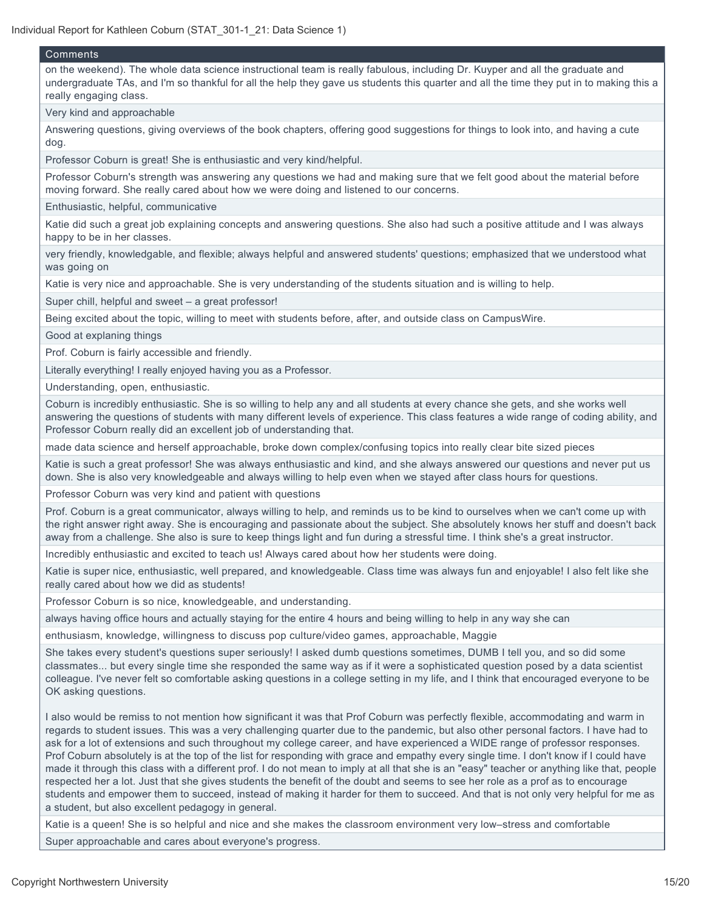| Comments |
| --- |
| on the weekend). The whole data science instructional team is really fabulous, including Dr. Kuyper and all the graduate and undergraduate TAs, and I'm so thankful for all the help they gave us students this quarter and all the time they put in to making this a really engaging class. |
| Very kind and approachable |
| Answering questions, giving overviews of the book chapters, offering good suggestions for things to look into, and having a cute dog. |
| Professor Coburn is great! She is enthusiastic and very kind/helpful. |
| Professor Coburn's strength was answering any questions we had and making sure that we felt good about the material before moving forward. She really cared about how we were doing and listened to our concerns. |
| Enthusiastic, helpful, communicative |
| Katie did such a great job explaining concepts and answering questions. She also had such a positive attitude and I was always happy to be in her classes. |
| very friendly, knowledgable, and flexible; always helpful and answered students' questions; emphasized that we understood what was going on |
| Katie is very nice and approachable. She is very understanding of the students situation and is willing to help. |
| Super chill, helpful and sweet – a great professor! |
| Being excited about the topic, willing to meet with students before, after, and outside class on CampusWire. |
| Good at explaning things |
| Prof. Coburn is fairly accessible and friendly. |
| Literally everything! I really enjoyed having you as a Professor. |
| Understanding, open, enthusiastic. |
| Coburn is incredibly enthusiastic. She is so willing to help any and all students at every chance she gets, and she works well answering the questions of students with many different levels of experience. This class features a wide range of coding ability, and Professor Coburn really did an excellent job of understanding that. |
| made data science and herself approachable, broke down complex/confusing topics into really clear bite sized pieces |
| Katie is such a great professor! She was always enthusiastic and kind, and she always answered our questions and never put us down. She is also very knowledgeable and always willing to help even when we stayed after class hours for questions. |
| Professor Coburn was very kind and patient with questions |
| Prof. Coburn is a great communicator, always willing to help, and reminds us to be kind to ourselves when we can't come up with the right answer right away. She is encouraging and passionate about the subject. She absolutely knows her stuff and doesn't back away from a challenge. She also is sure to keep things light and fun during a stressful time. I think she's a great instructor. |
| Incredibly enthusiastic and excited to teach us! Always cared about how her students were doing. |
| Katie is super nice, enthusiastic, well prepared, and knowledgeable. Class time was always fun and enjoyable! I also felt like she really cared about how we did as students! |
| Professor Coburn is so nice, knowledgeable, and understanding. |
| always having office hours and actually staying for the entire 4 hours and being willing to help in any way she can |
| enthusiasm, knowledge, willingness to discuss pop culture/video games, approachable, Maggie |
| She takes every student's questions super seriously! I asked dumb questions sometimes, DUMB I tell you, and so did some classmates... but every single time she responded the same way as if it were a sophisticated question posed by a data scientist colleague. I've never felt so comfortable asking questions in a college setting in my life, and I think that encouraged everyone to be OK asking questions.<br><br>I also would be remiss to not mention how significant it was that Prof Coburn was perfectly flexible, accommodating and warm in regards to student issues. This was a very challenging quarter due to the pandemic, but also other personal factors. I have had to ask for a lot of extensions and such throughout my college career, and have experienced a WIDE range of professor responses. Prof Coburn absolutely is at the top of the list for responding with grace and empathy every single time. I don't know if I could have made it through this class with a different prof. I do not mean to imply at all that she is an "easy" teacher or anything like that, people respected her a lot. Just that she gives students the benefit of the doubt and seems to see her role as a prof as to encourage students and empower them to succeed, instead of making it harder for them to succeed. And that is not only very helpful for me as a student, but also excellent pedagogy in general. |
| Katie is a queen! She is so helpful and nice and she makes the classroom environment very low–stress and comfortable |
| Super approachable and cares about everyone's progress. |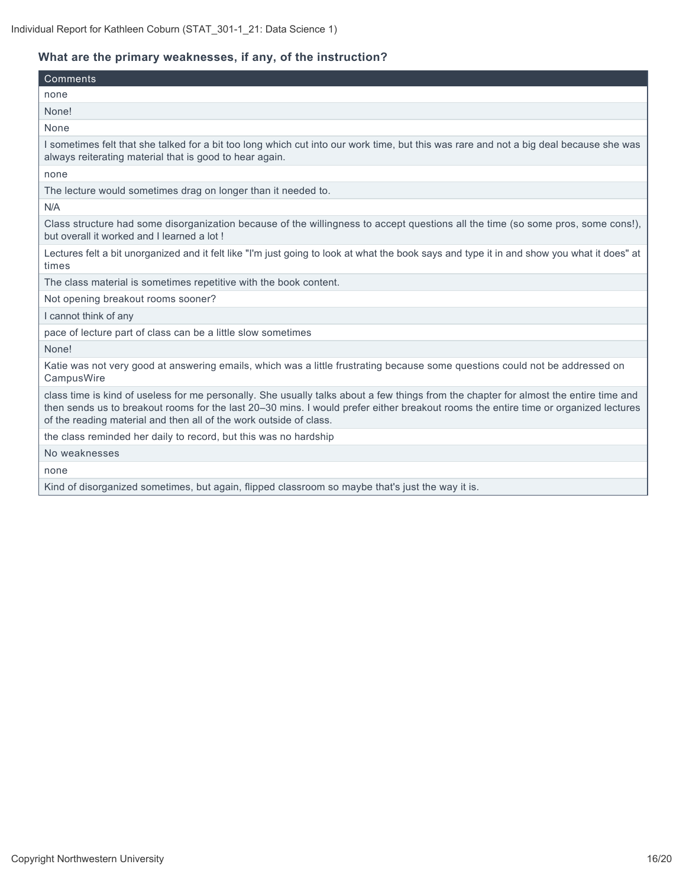### What are the primary weaknesses, if any, of the instruction?

| Comments |
| --- |
| none |
| None! |
| None |
| I sometimes felt that she talked for a bit too long which cut into our work time, but this was rare and not a big deal because she was always reiterating material that is good to hear again. |
| none |
| The lecture would sometimes drag on longer than it needed to. |
| N/A |
| Class structure had some disorganization because of the willingness to accept questions all the time (so some pros, some cons!), but overall it worked and I learned a lot ! |
| Lectures felt a bit unorganized and it felt like "I'm just going to look at what the book says and type it in and show you what it does" at times |
| The class material is sometimes repetitive with the book content. |
| Not opening breakout rooms sooner? |
| I cannot think of any |
| pace of lecture part of class can be a little slow sometimes |
| None! |
| Katie was not very good at answering emails, which was a little frustrating because some questions could not be addressed on CampusWire |
| class time is kind of useless for me personally. She usually talks about a few things from the chapter for almost the entire time and then sends us to breakout rooms for the last 20–30 mins. I would prefer either breakout rooms the entire time or organized lectures of the reading material and then all of the work outside of class. |
| the class reminded her daily to record, but this was no hardship |
| No weaknesses |
| none |
| Kind of disorganized sometimes, but again, flipped classroom so maybe that's just the way it is. |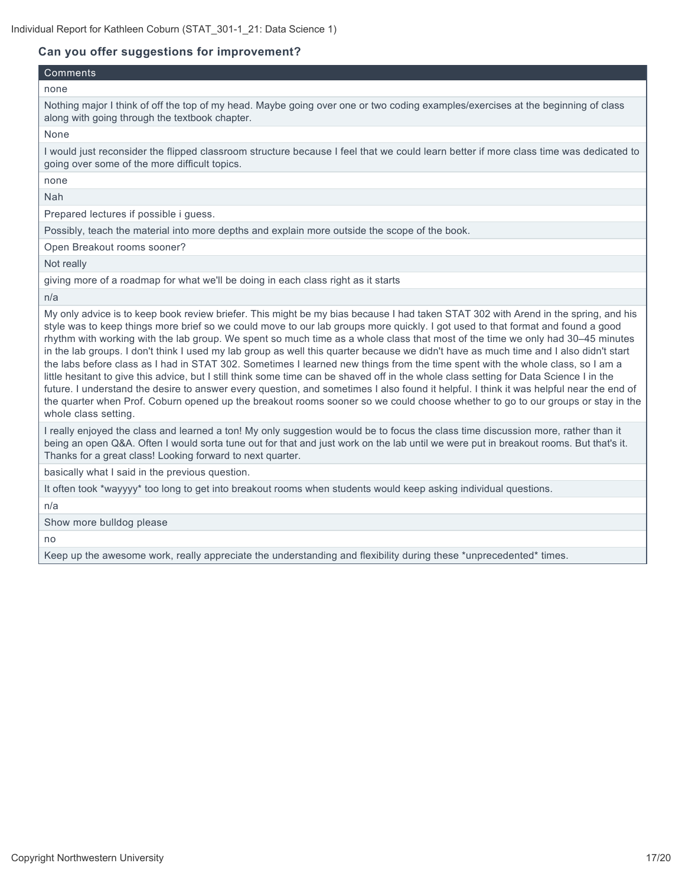**Can you offer suggestions for improvement?**

| Comments |
| --- |
| none |
| Nothing major I think of off the top of my head. Maybe going over one or two coding examples/exercises at the beginning of class along with going through the textbook chapter. |
| None |
| I would just reconsider the flipped classroom structure because I feel that we could learn better if more class time was dedicated to going over some of the more difficult topics. |
| none |
| Nah |
| Prepared lectures if possible i guess. |
| Possibly, teach the material into more depths and explain more outside the scope of the book. |
| Open Breakout rooms sooner? |
| Not really |
| giving more of a roadmap for what we'll be doing in each class right as it starts |
| n/a |
| My only advice is to keep book review briefer. This might be my bias because I had taken STAT 302 with Arend in the spring, and his style was to keep things more brief so we could move to our lab groups more quickly. I got used to that format and found a good rhythm with working with the lab group. We spent so much time as a whole class that most of the time we only had 30–45 minutes in the lab groups. I don't think I used my lab group as well this quarter because we didn't have as much time and I also didn't start the labs before class as I had in STAT 302. Sometimes I learned new things from the time spent with the whole class, so I am a little hesitant to give this advice, but I still think some time can be shaved off in the whole class setting for Data Science I in the future. I understand the desire to answer every question, and sometimes I also found it helpful. I think it was helpful near the end of the quarter when Prof. Coburn opened up the breakout rooms sooner so we could choose whether to go to our groups or stay in the whole class setting. |
| I really enjoyed the class and learned a ton! My only suggestion would be to focus the class time discussion more, rather than it being an open Q&A. Often I would sorta tune out for that and just work on the lab until we were put in breakout rooms. But that's it. Thanks for a great class! Looking forward to next quarter. |
| basically what I said in the previous question. |
| It often took *wayyyy* too long to get into breakout rooms when students would keep asking individual questions. |
| n/a |
| Show more bulldog please |
| no |
| Keep up the awesome work, really appreciate the understanding and flexibility during these *unprecedented* times. |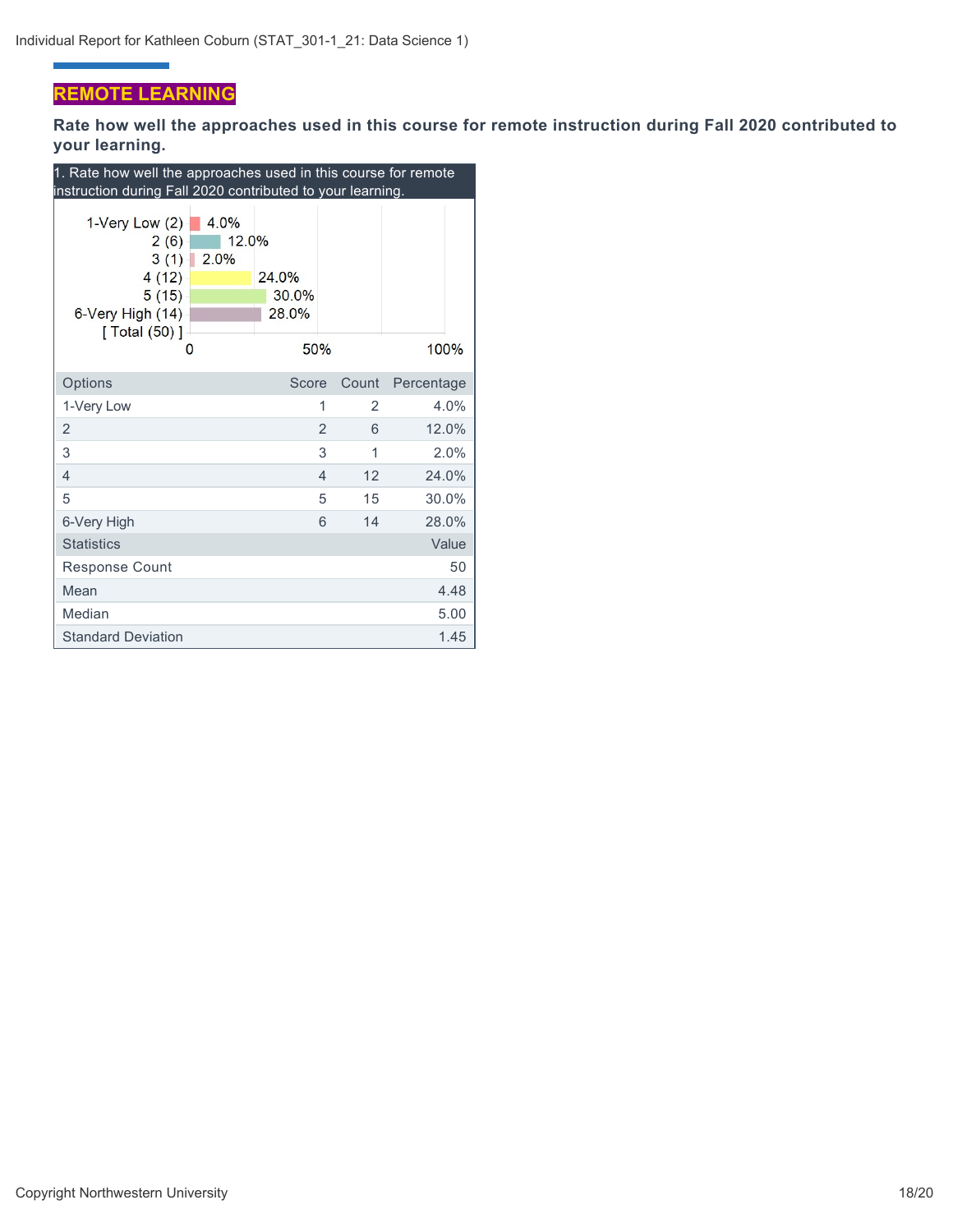## REMOTE LEARNING

**Rate how well the approaches used in this course for remote instruction during Fall 2020 contributed to your learning.**

1. Rate how well the approaches used in this course for remote instruction during Fall 2020 contributed to your learning.

| Options | Score | Count | Percentage |
|---|---|---|---|
| 1-Very Low | 1 | 2 | 4.0% |
| 2 | 2 | 6 | 12.0% |
| 3 | 3 | 1 | 2.0% |
| 4 | 4 | 12 | 24.0% |
| 5 | 5 | 15 | 30.0% |
| 6-Very High | 6 | 14 | 28.0% |

| Statistics | Value |
|---|---|
| Response Count | 50 |
| Mean | 4.48 |
| Median | 5.00 |
| Standard Deviation | 1.45 |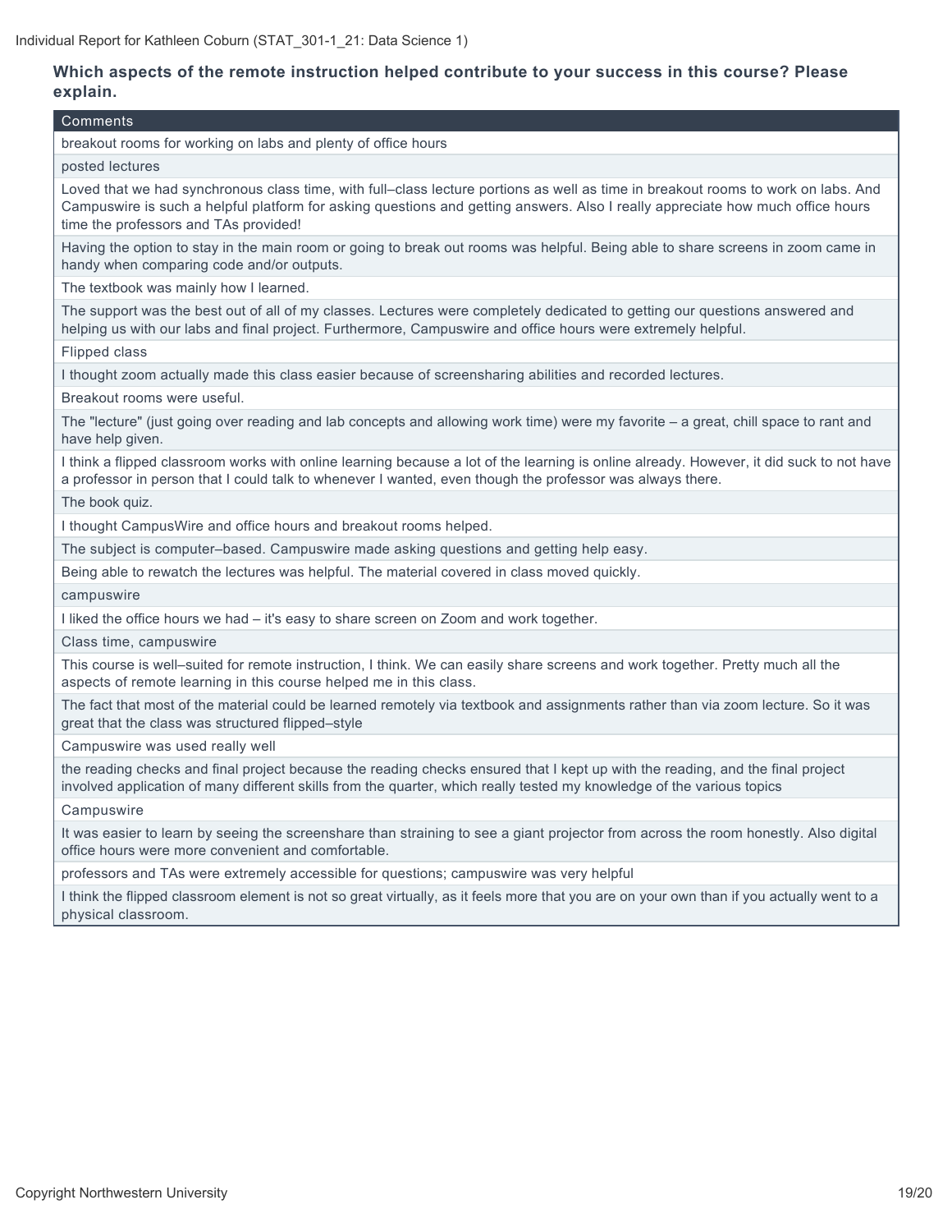**Which aspects of the remote instruction helped contribute to your success in this course? Please explain.**

| Comments |
| --- |
| breakout rooms for working on labs and plenty of office hours |
| posted lectures |
| Loved that we had synchronous class time, with full–class lecture portions as well as time in breakout rooms to work on labs. And Campuswire is such a helpful platform for asking questions and getting answers. Also I really appreciate how much office hours time the professors and TAs provided! |
| Having the option to stay in the main room or going to break out rooms was helpful. Being able to share screens in zoom came in handy when comparing code and/or outputs. |
| The textbook was mainly how I learned. |
| The support was the best out of all of my classes. Lectures were completely dedicated to getting our questions answered and helping us with our labs and final project. Furthermore, Campuswire and office hours were extremely helpful. |
| Flipped class |
| I thought zoom actually made this class easier because of screensharing abilities and recorded lectures. |
| Breakout rooms were useful. |
| The "lecture" (just going over reading and lab concepts and allowing work time) were my favorite – a great, chill space to rant and have help given. |
| I think a flipped classroom works with online learning because a lot of the learning is online already. However, it did suck to not have a professor in person that I could talk to whenever I wanted, even though the professor was always there. |
| The book quiz. |
| I thought CampusWire and office hours and breakout rooms helped. |
| The subject is computer–based. Campuswire made asking questions and getting help easy. |
| Being able to rewatch the lectures was helpful. The material covered in class moved quickly. |
| campuswire |
| I liked the office hours we had – it's easy to share screen on Zoom and work together. |
| Class time, campuswire |
| This course is well–suited for remote instruction, I think. We can easily share screens and work together. Pretty much all the aspects of remote learning in this course helped me in this class. |
| The fact that most of the material could be learned remotely via textbook and assignments rather than via zoom lecture. So it was great that the class was structured flipped–style |
| Campuswire was used really well |
| the reading checks and final project because the reading checks ensured that I kept up with the reading, and the final project involved application of many different skills from the quarter, which really tested my knowledge of the various topics |
| Campuswire |
| It was easier to learn by seeing the screenshare than straining to see a giant projector from across the room honestly. Also digital office hours were more convenient and comfortable. |
| professors and TAs were extremely accessible for questions; campuswire was very helpful |
| I think the flipped classroom element is not so great virtually, as it feels more that you are on your own than if you actually went to a physical classroom. |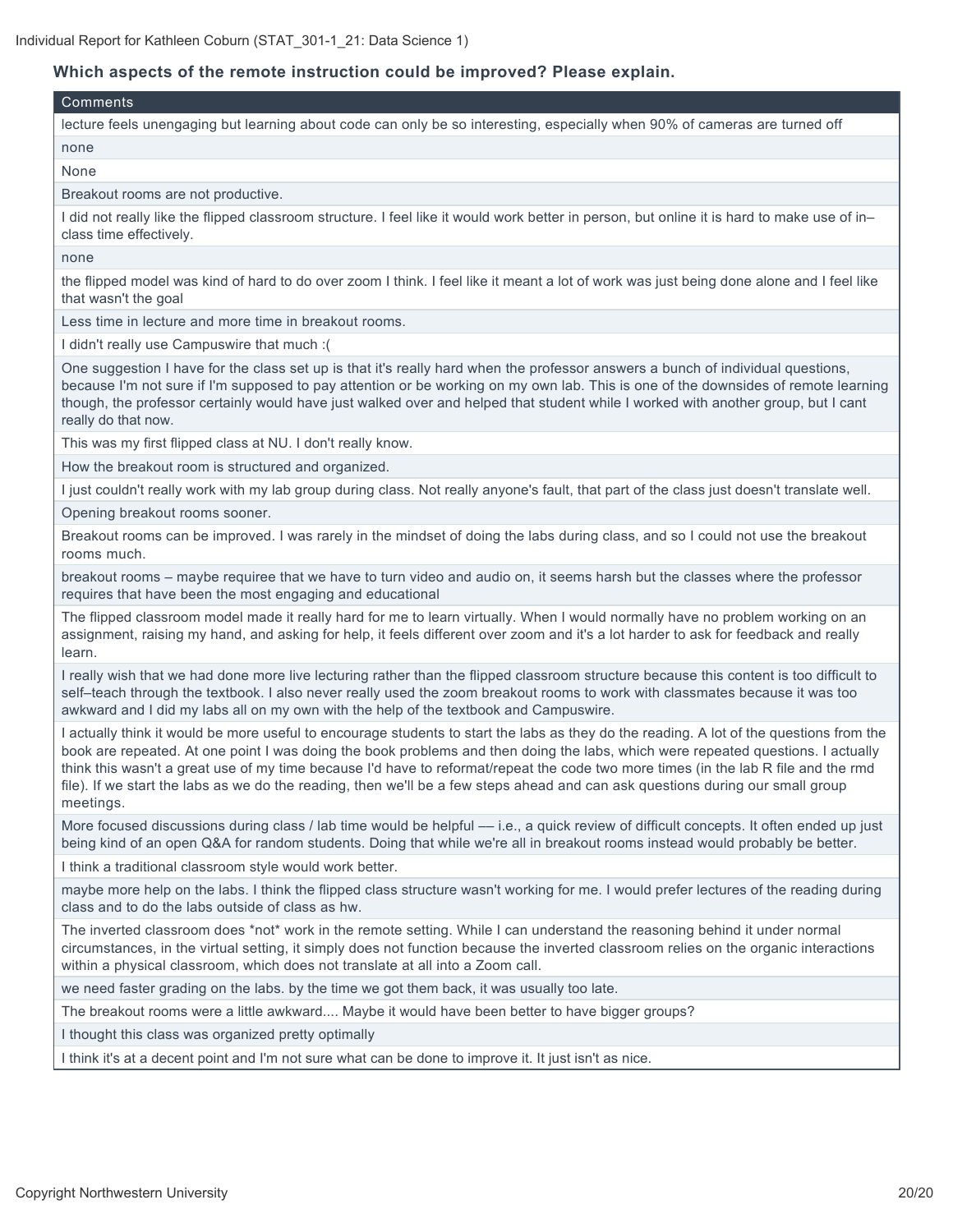### Which aspects of the remote instruction could be improved? Please explain.

| Comments |
| --- |
| lecture feels unengaging but learning about code can only be so interesting, especially when 90% of cameras are turned off |
| none |
| None |
| Breakout rooms are not productive. |
| I did not really like the flipped classroom structure. I feel like it would work better in person, but online it is hard to make use of in–class time effectively. |
| none |
| the flipped model was kind of hard to do over zoom I think. I feel like it meant a lot of work was just being done alone and I feel like that wasn't the goal |
| Less time in lecture and more time in breakout rooms. |
| I didn't really use Campuswire that much :( |
| One suggestion I have for the class set up is that it's really hard when the professor answers a bunch of individual questions, because I'm not sure if I'm supposed to pay attention or be working on my own lab. This is one of the downsides of remote learning though, the professor certainly would have just walked over and helped that student while I worked with another group, but I cant really do that now. |
| This was my first flipped class at NU. I don't really know. |
| How the breakout room is structured and organized. |
| I just couldn't really work with my lab group during class. Not really anyone's fault, that part of the class just doesn't translate well. |
| Opening breakout rooms sooner. |
| Breakout rooms can be improved. I was rarely in the mindset of doing the labs during class, and so I could not use the breakout rooms much. |
| breakout rooms – maybe requiree that we have to turn video and audio on, it seems harsh but the classes where the professor requires that have been the most engaging and educational |
| The flipped classroom model made it really hard for me to learn virtually. When I would normally have no problem working on an assignment, raising my hand, and asking for help, it feels different over zoom and it's a lot harder to ask for feedback and really learn. |
| I really wish that we had done more live lecturing rather than the flipped classroom structure because this content is too difficult to self–teach through the textbook. I also never really used the zoom breakout rooms to work with classmates because it was too awkward and I did my labs all on my own with the help of the textbook and Campuswire. |
| I actually think it would be more useful to encourage students to start the labs as they do the reading. A lot of the questions from the book are repeated. At one point I was doing the book problems and then doing the labs, which were repeated questions. I actually think this wasn't a great use of my time because I'd have to reformat/repeat the code two more times (in the lab R file and the rmd file). If we start the labs as we do the reading, then we'll be a few steps ahead and can ask questions during our small group meetings. |
| More focused discussions during class / lab time would be helpful — i.e., a quick review of difficult concepts. It often ended up just being kind of an open Q&A for random students. Doing that while we're all in breakout rooms instead would probably be better. |
| I think a traditional classroom style would work better. |
| maybe more help on the labs. I think the flipped class structure wasn't working for me. I would prefer lectures of the reading during class and to do the labs outside of class as hw. |
| The inverted classroom does *not* work in the remote setting. While I can understand the reasoning behind it under normal circumstances, in the virtual setting, it simply does not function because the inverted classroom relies on the organic interactions within a physical classroom, which does not translate at all into a Zoom call. |
| we need faster grading on the labs. by the time we got them back, it was usually too late. |
| The breakout rooms were a little awkward.... Maybe it would have been better to have bigger groups? |
| I thought this class was organized pretty optimally |
| I think it's at a decent point and I'm not sure what can be done to improve it. It just isn't as nice. |